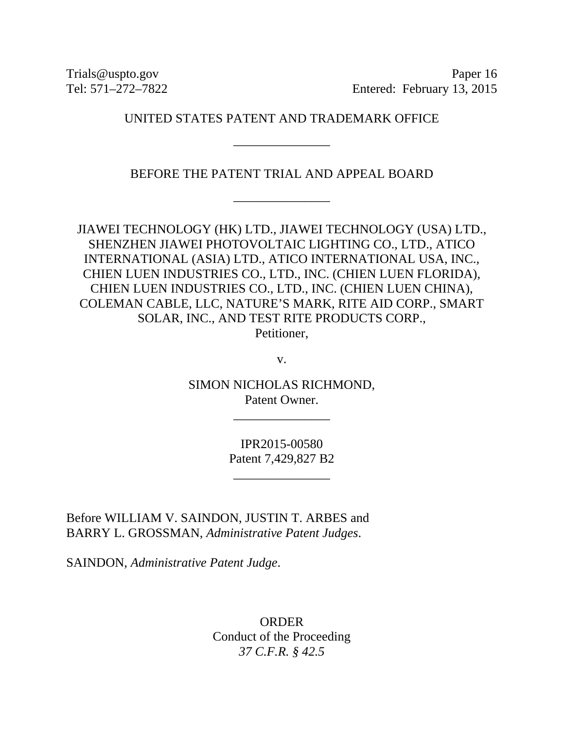Trials@uspto.gov
Tel: 571–272–7822

Paper 16
Entered: February 13, 2015

UNITED STATES PATENT AND TRADEMARK OFFICE

_______________

BEFORE THE PATENT TRIAL AND APPEAL BOARD

_______________

JIAWEI TECHNOLOGY (HK) LTD., JIAWEI TECHNOLOGY (USA) LTD., SHENZHEN JIAWEI PHOTOVOLTAIC LIGHTING CO., LTD., ATICO INTERNATIONAL (ASIA) LTD., ATICO INTERNATIONAL USA, INC., CHIEN LUEN INDUSTRIES CO., LTD., INC. (CHIEN LUEN FLORIDA), CHIEN LUEN INDUSTRIES CO., LTD., INC. (CHIEN LUEN CHINA), COLEMAN CABLE, LLC, NATURE'S MARK, RITE AID CORP., SMART SOLAR, INC., AND TEST RITE PRODUCTS CORP.,
Petitioner,

v.

SIMON NICHOLAS RICHMOND,
Patent Owner.

_______________

IPR2015-00580
Patent 7,429,827 B2

_______________

Before WILLIAM V. SAINDON, JUSTIN T. ARBES and BARRY L. GROSSMAN, *Administrative Patent Judges*.

SAINDON, *Administrative Patent Judge*.

ORDER
Conduct of the Proceeding
*37 C.F.R. § 42.5*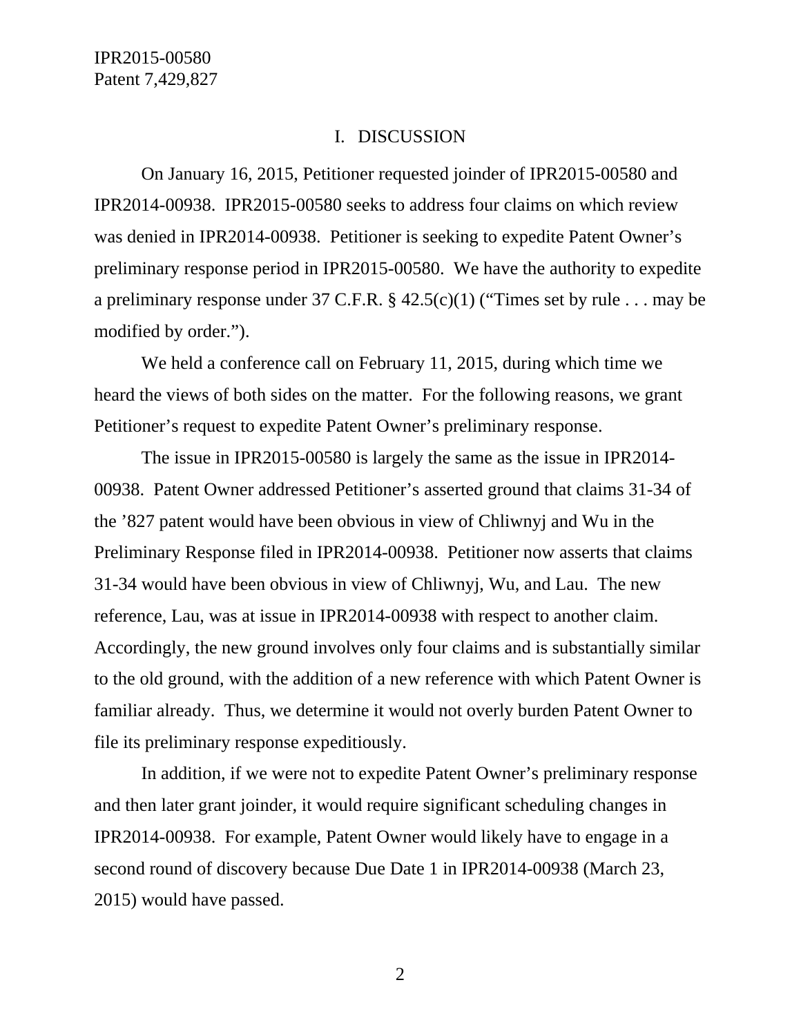## I. DISCUSSION

On January 16, 2015, Petitioner requested joinder of IPR2015-00580 and IPR2014-00938. IPR2015-00580 seeks to address four claims on which review was denied in IPR2014-00938. Petitioner is seeking to expedite Patent Owner's preliminary response period in IPR2015-00580. We have the authority to expedite a preliminary response under 37 C.F.R. § 42.5(c)(1) ("Times set by rule . . . may be modified by order.").

We held a conference call on February 11, 2015, during which time we heard the views of both sides on the matter. For the following reasons, we grant Petitioner's request to expedite Patent Owner's preliminary response.

The issue in IPR2015-00580 is largely the same as the issue in IPR2014-00938. Patent Owner addressed Petitioner's asserted ground that claims 31-34 of the '827 patent would have been obvious in view of Chliwnyj and Wu in the Preliminary Response filed in IPR2014-00938. Petitioner now asserts that claims 31-34 would have been obvious in view of Chliwnyj, Wu, and Lau. The new reference, Lau, was at issue in IPR2014-00938 with respect to another claim. Accordingly, the new ground involves only four claims and is substantially similar to the old ground, with the addition of a new reference with which Patent Owner is familiar already. Thus, we determine it would not overly burden Patent Owner to file its preliminary response expeditiously.

In addition, if we were not to expedite Patent Owner's preliminary response and then later grant joinder, it would require significant scheduling changes in IPR2014-00938. For example, Patent Owner would likely have to engage in a second round of discovery because Due Date 1 in IPR2014-00938 (March 23, 2015) would have passed.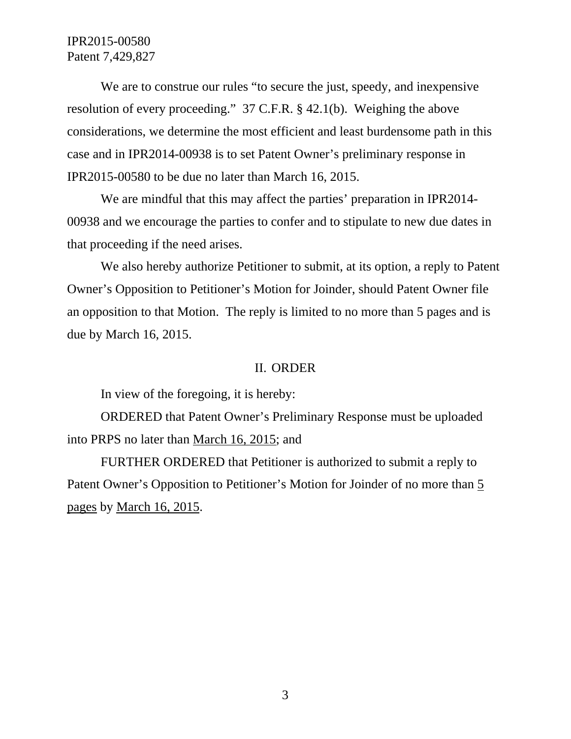We are to construe our rules "to secure the just, speedy, and inexpensive resolution of every proceeding." 37 C.F.R. § 42.1(b). Weighing the above considerations, we determine the most efficient and least burdensome path in this case and in IPR2014-00938 is to set Patent Owner's preliminary response in IPR2015-00580 to be due no later than March 16, 2015.

We are mindful that this may affect the parties' preparation in IPR2014-00938 and we encourage the parties to confer and to stipulate to new due dates in that proceeding if the need arises.

We also hereby authorize Petitioner to submit, at its option, a reply to Patent Owner's Opposition to Petitioner's Motion for Joinder, should Patent Owner file an opposition to that Motion. The reply is limited to no more than 5 pages and is due by March 16, 2015.

## II. ORDER

In view of the foregoing, it is hereby:

ORDERED that Patent Owner's Preliminary Response must be uploaded into PRPS no later than March 16, 2015; and

FURTHER ORDERED that Petitioner is authorized to submit a reply to Patent Owner's Opposition to Petitioner's Motion for Joinder of no more than 5 pages by March 16, 2015.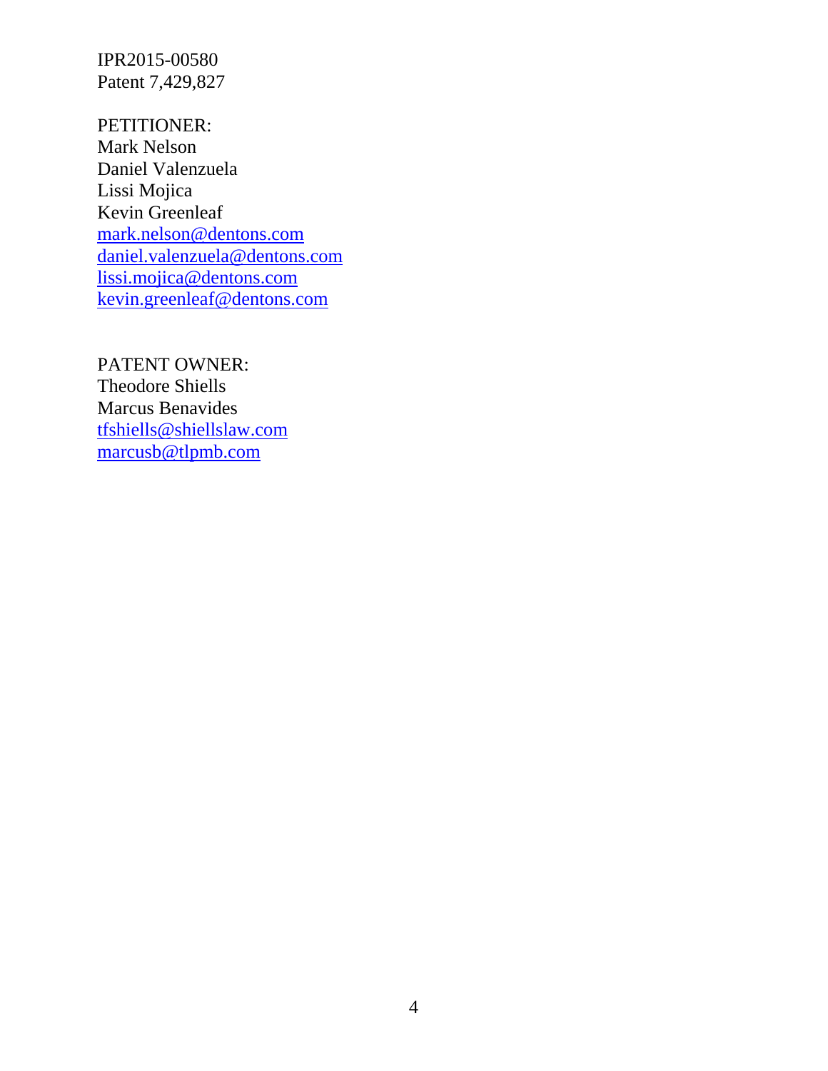IPR2015-00580
Patent 7,429,827

PETITIONER:
Mark Nelson
Daniel Valenzuela
Lissi Mojica
Kevin Greenleaf
mark.nelson@dentons.com
daniel.valenzuela@dentons.com
lissi.mojica@dentons.com
kevin.greenleaf@dentons.com

PATENT OWNER:
Theodore Shiells
Marcus Benavides
tfshiells@shiellslaw.com
marcusb@tlpmb.com